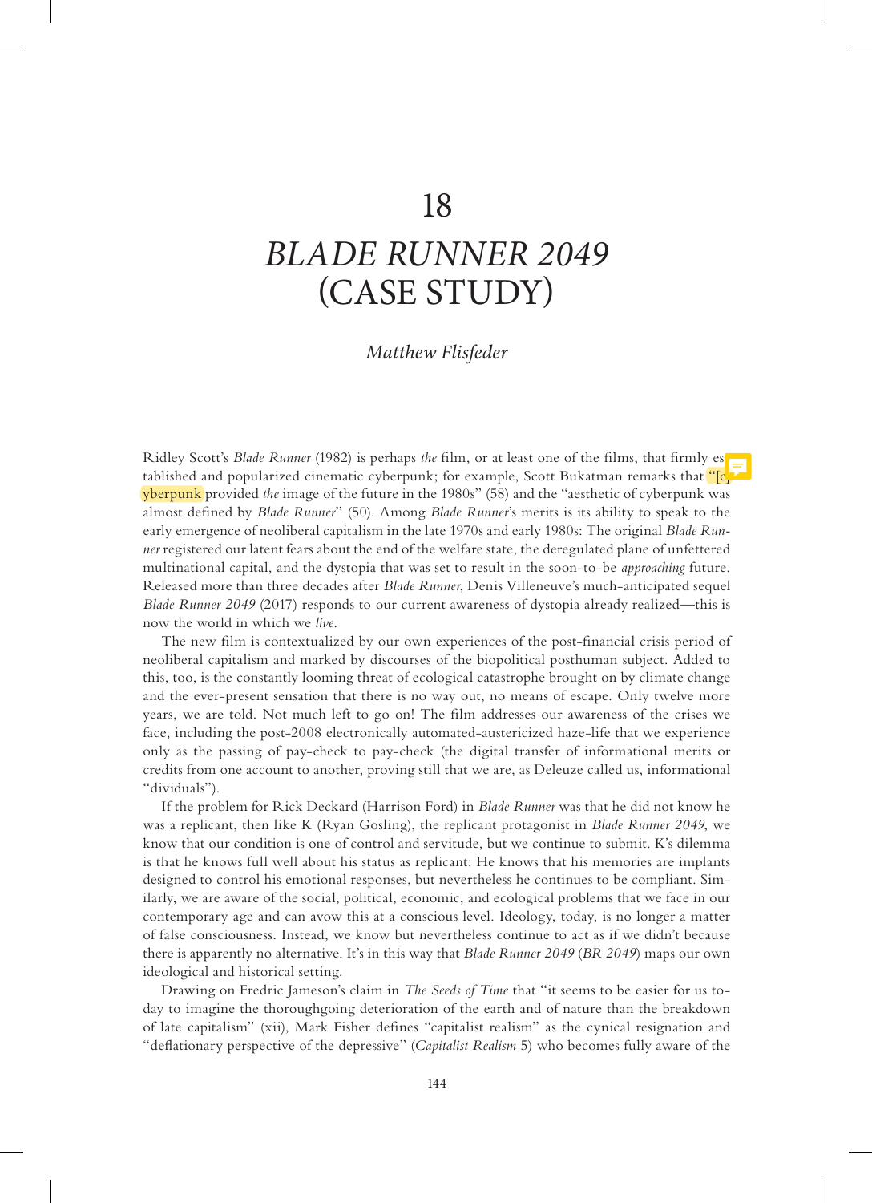# 18

# *BLADE RUNNER 2049* (CASE STUDY)

*Matthew Flisfeder*

Ridley Scott's *Blade Runner* (1982) is perhaps *the* film, or at least one of the films, that firmly established and popularized cinematic cyberpunk; for example, Scott Bukatman remarks that "[c]yberpunk provided *the* image of the future in the 1980s" (58) and the "aesthetic of cyberpunk was almost defined by *Blade Runner*" (50). Among *Blade Runner*'s merits is its ability to speak to the early emergence of neoliberal capitalism in the late 1970s and early 1980s: The original *Blade Runner* registered our latent fears about the end of the welfare state, the deregulated plane of unfettered multinational capital, and the dystopia that was set to result in the soon-to-be *approaching* future. Released more than three decades after *Blade Runner*, Denis Villeneuve's much-anticipated sequel *Blade Runner 2049* (2017) responds to our current awareness of dystopia already realized—this is now the world in which we *live*.

The new film is contextualized by our own experiences of the post-financial crisis period of neoliberal capitalism and marked by discourses of the biopolitical posthuman subject. Added to this, too, is the constantly looming threat of ecological catastrophe brought on by climate change and the ever-present sensation that there is no way out, no means of escape. Only twelve more years, we are told. Not much left to go on! The film addresses our awareness of the crises we face, including the post-2008 electronically automated-austericized haze-life that we experience only as the passing of pay-check to pay-check (the digital transfer of informational merits or credits from one account to another, proving still that we are, as Deleuze called us, informational "dividuals").

If the problem for Rick Deckard (Harrison Ford) in *Blade Runner* was that he did not know he was a replicant, then like K (Ryan Gosling), the replicant protagonist in *Blade Runner 2049*, we know that our condition is one of control and servitude, but we continue to submit. K's dilemma is that he knows full well about his status as replicant: He knows that his memories are implants designed to control his emotional responses, but nevertheless he continues to be compliant. Similarly, we are aware of the social, political, economic, and ecological problems that we face in our contemporary age and can avow this at a conscious level. Ideology, today, is no longer a matter of false consciousness. Instead, we know but nevertheless continue to act as if we didn't because there is apparently no alternative. It's in this way that *Blade Runner 2049* (*BR 2049*) maps our own ideological and historical setting.

Drawing on Fredric Jameson's claim in *The Seeds of Time* that "it seems to be easier for us today to imagine the thoroughgoing deterioration of the earth and of nature than the breakdown of late capitalism" (xii), Mark Fisher defines "capitalist realism" as the cynical resignation and "deflationary perspective of the depressive" (*Capitalist Realism* 5) who becomes fully aware of the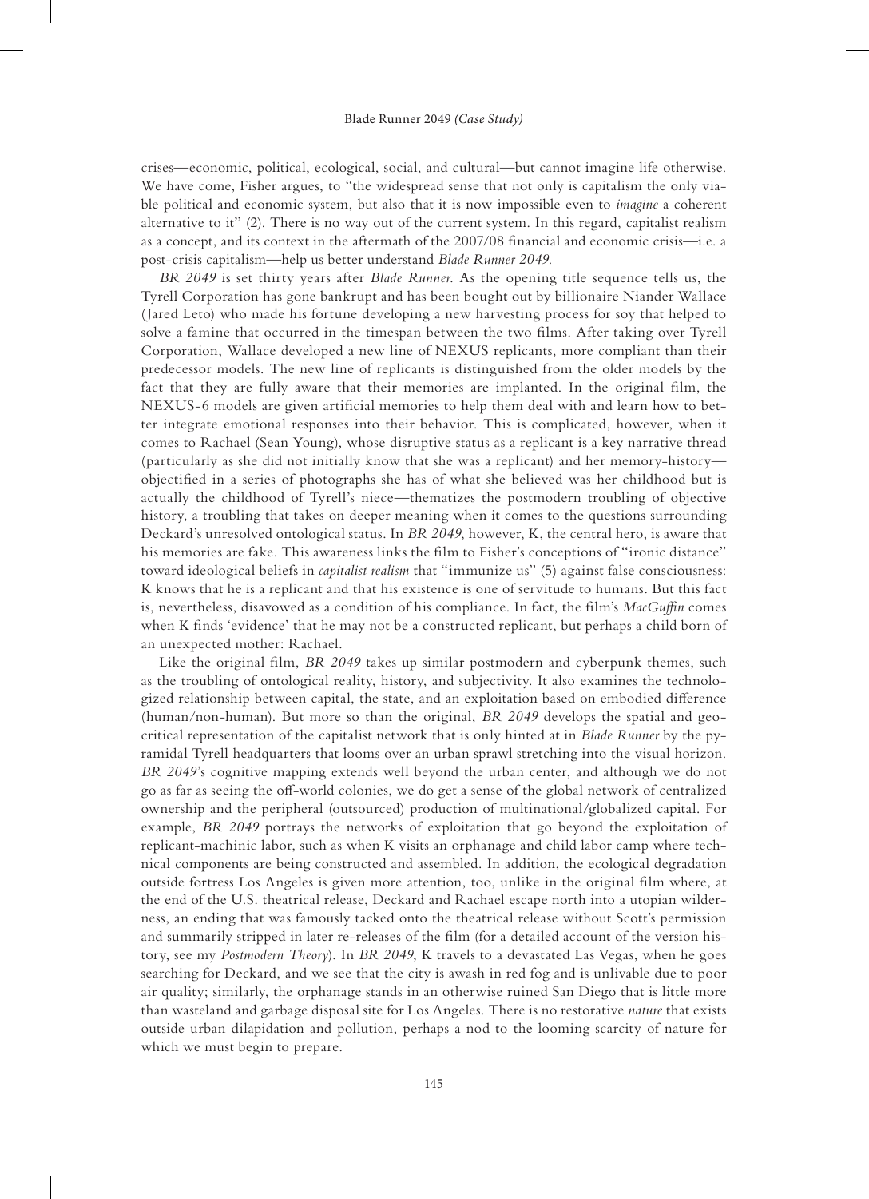crises—economic, political, ecological, social, and cultural—but cannot imagine life otherwise. We have come, Fisher argues, to "the widespread sense that not only is capitalism the only viable political and economic system, but also that it is now impossible even to *imagine* a coherent alternative to it" (2). There is no way out of the current system. In this regard, capitalist realism as a concept, and its context in the aftermath of the 2007/08 financial and economic crisis—i.e. a post-crisis capitalism—help us better understand *Blade Runner 2049*.

*BR 2049* is set thirty years after *Blade Runner*. As the opening title sequence tells us, the Tyrell Corporation has gone bankrupt and has been bought out by billionaire Niander Wallace (Jared Leto) who made his fortune developing a new harvesting process for soy that helped to solve a famine that occurred in the timespan between the two films. After taking over Tyrell Corporation, Wallace developed a new line of NEXUS replicants, more compliant than their predecessor models. The new line of replicants is distinguished from the older models by the fact that they are fully aware that their memories are implanted. In the original film, the NEXUS-6 models are given artificial memories to help them deal with and learn how to better integrate emotional responses into their behavior. This is complicated, however, when it comes to Rachael (Sean Young), whose disruptive status as a replicant is a key narrative thread (particularly as she did not initially know that she was a replicant) and her memory-history—objectified in a series of photographs she has of what she believed was her childhood but is actually the childhood of Tyrell's niece—thematizes the postmodern troubling of objective history, a troubling that takes on deeper meaning when it comes to the questions surrounding Deckard's unresolved ontological status. In *BR 2049*, however, K, the central hero, is aware that his memories are fake. This awareness links the film to Fisher's conceptions of "ironic distance" toward ideological beliefs in *capitalist realism* that "immunize us" (5) against false consciousness: K knows that he is a replicant and that his existence is one of servitude to humans. But this fact is, nevertheless, disavowed as a condition of his compliance. In fact, the film's *MacGuffin* comes when K finds 'evidence' that he may not be a constructed replicant, but perhaps a child born of an unexpected mother: Rachael.

Like the original film, *BR 2049* takes up similar postmodern and cyberpunk themes, such as the troubling of ontological reality, history, and subjectivity. It also examines the technologized relationship between capital, the state, and an exploitation based on embodied difference (human/non-human). But more so than the original, *BR 2049* develops the spatial and geocritical representation of the capitalist network that is only hinted at in *Blade Runner* by the pyramidal Tyrell headquarters that looms over an urban sprawl stretching into the visual horizon. *BR 2049*'s cognitive mapping extends well beyond the urban center, and although we do not go as far as seeing the off-world colonies, we do get a sense of the global network of centralized ownership and the peripheral (outsourced) production of multinational/globalized capital. For example, *BR 2049* portrays the networks of exploitation that go beyond the exploitation of replicant-machinic labor, such as when K visits an orphanage and child labor camp where technical components are being constructed and assembled. In addition, the ecological degradation outside fortress Los Angeles is given more attention, too, unlike in the original film where, at the end of the U.S. theatrical release, Deckard and Rachael escape north into a utopian wilderness, an ending that was famously tacked onto the theatrical release without Scott's permission and summarily stripped in later re-releases of the film (for a detailed account of the version history, see my *Postmodern Theory*). In *BR 2049*, K travels to a devastated Las Vegas, when he goes searching for Deckard, and we see that the city is awash in red fog and is unlivable due to poor air quality; similarly, the orphanage stands in an otherwise ruined San Diego that is little more than wasteland and garbage disposal site for Los Angeles. There is no restorative *nature* that exists outside urban dilapidation and pollution, perhaps a nod to the looming scarcity of nature for which we must begin to prepare.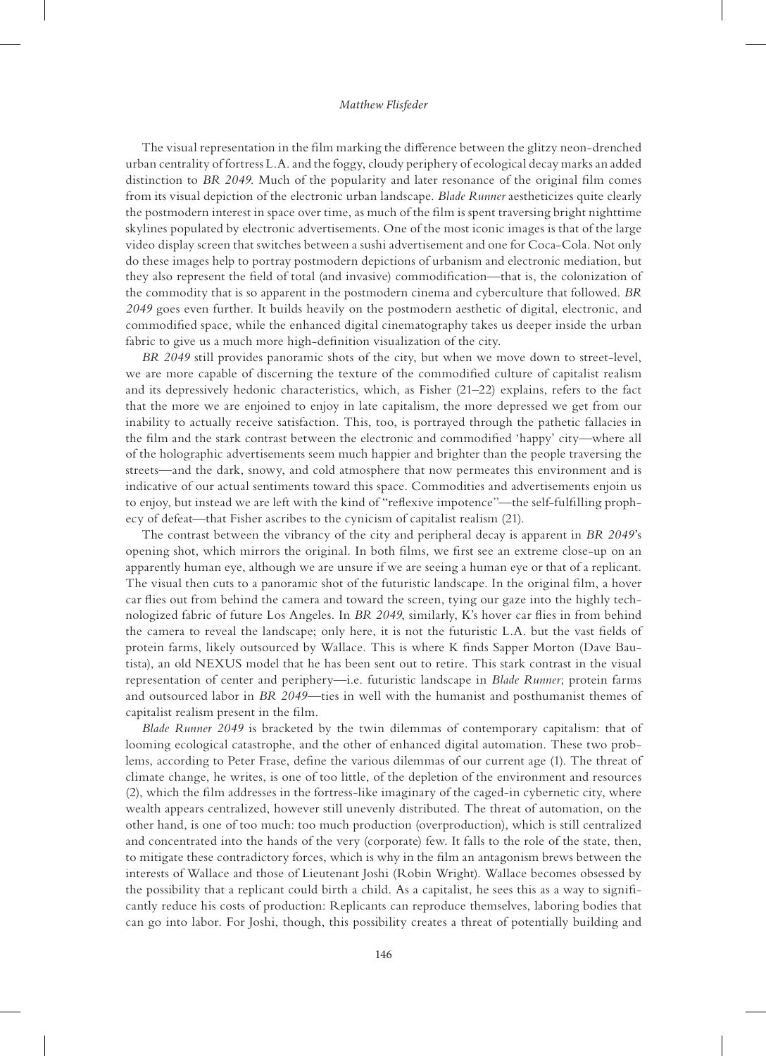The visual representation in the film marking the difference between the glitzy neon-drenched urban centrality of fortress L.A. and the foggy, cloudy periphery of ecological decay marks an added distinction to *BR 2049*. Much of the popularity and later resonance of the original film comes from its visual depiction of the electronic urban landscape. *Blade Runner* aestheticizes quite clearly the postmodern interest in space over time, as much of the film is spent traversing bright nighttime skylines populated by electronic advertisements. One of the most iconic images is that of the large video display screen that switches between a sushi advertisement and one for Coca-Cola. Not only do these images help to portray postmodern depictions of urbanism and electronic mediation, but they also represent the field of total (and invasive) commodification—that is, the colonization of the commodity that is so apparent in the postmodern cinema and cyberculture that followed. *BR 2049* goes even further. It builds heavily on the postmodern aesthetic of digital, electronic, and commodified space, while the enhanced digital cinematography takes us deeper inside the urban fabric to give us a much more high-definition visualization of the city.

*BR 2049* still provides panoramic shots of the city, but when we move down to street-level, we are more capable of discerning the texture of the commodified culture of capitalist realism and its depressively hedonic characteristics, which, as Fisher (21–22) explains, refers to the fact that the more we are enjoined to enjoy in late capitalism, the more depressed we get from our inability to actually receive satisfaction. This, too, is portrayed through the pathetic fallacies in the film and the stark contrast between the electronic and commodified 'happy' city—where all of the holographic advertisements seem much happier and brighter than the people traversing the streets—and the dark, snowy, and cold atmosphere that now permeates this environment and is indicative of our actual sentiments toward this space. Commodities and advertisements enjoin us to enjoy, but instead we are left with the kind of "reflexive impotence"—the self-fulfilling prophecy of defeat—that Fisher ascribes to the cynicism of capitalist realism (21).

The contrast between the vibrancy of the city and peripheral decay is apparent in *BR 2049*'s opening shot, which mirrors the original. In both films, we first see an extreme close-up on an apparently human eye, although we are unsure if we are seeing a human eye or that of a replicant. The visual then cuts to a panoramic shot of the futuristic landscape. In the original film, a hover car flies out from behind the camera and toward the screen, tying our gaze into the highly technologized fabric of future Los Angeles. In *BR 2049*, similarly, K's hover car flies in from behind the camera to reveal the landscape; only here, it is not the futuristic L.A. but the vast fields of protein farms, likely outsourced by Wallace. This is where K finds Sapper Morton (Dave Bautista), an old NEXUS model that he has been sent out to retire. This stark contrast in the visual representation of center and periphery—i.e. futuristic landscape in *Blade Runner*; protein farms and outsourced labor in *BR 2049*—ties in well with the humanist and posthumanist themes of capitalist realism present in the film.

*Blade Runner 2049* is bracketed by the twin dilemmas of contemporary capitalism: that of looming ecological catastrophe, and the other of enhanced digital automation. These two problems, according to Peter Frase, define the various dilemmas of our current age (1). The threat of climate change, he writes, is one of too little, of the depletion of the environment and resources (2), which the film addresses in the fortress-like imaginary of the caged-in cybernetic city, where wealth appears centralized, however still unevenly distributed. The threat of automation, on the other hand, is one of too much: too much production (overproduction), which is still centralized and concentrated into the hands of the very (corporate) few. It falls to the role of the state, then, to mitigate these contradictory forces, which is why in the film an antagonism brews between the interests of Wallace and those of Lieutenant Joshi (Robin Wright). Wallace becomes obsessed by the possibility that a replicant could birth a child. As a capitalist, he sees this as a way to significantly reduce his costs of production: Replicants can reproduce themselves, laboring bodies that can go into labor. For Joshi, though, this possibility creates a threat of potentially building and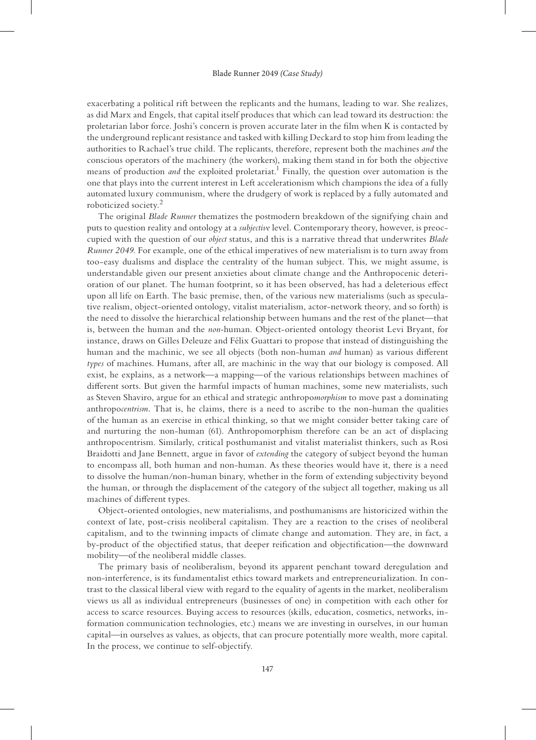exacerbating a political rift between the replicants and the humans, leading to war. She realizes, as did Marx and Engels, that capital itself produces that which can lead toward its destruction: the proletarian labor force. Joshi's concern is proven accurate later in the film when K is contacted by the underground replicant resistance and tasked with killing Deckard to stop him from leading the authorities to Rachael's true child. The replicants, therefore, represent both the machines *and* the conscious operators of the machinery (the workers), making them stand in for both the objective means of production *and* the exploited proletariat.[1] Finally, the question over automation is the one that plays into the current interest in Left accelerationism which champions the idea of a fully automated luxury communism, where the drudgery of work is replaced by a fully automated and roboticized society.[2]

The original *Blade Runner* thematizes the postmodern breakdown of the signifying chain and puts to question reality and ontology at a *subjective* level. Contemporary theory, however, is preoccupied with the question of our *object* status, and this is a narrative thread that underwrites *Blade Runner 2049*. For example, one of the ethical imperatives of new materialism is to turn away from too-easy dualisms and displace the centrality of the human subject. This, we might assume, is understandable given our present anxieties about climate change and the Anthropocenic deterioration of our planet. The human footprint, so it has been observed, has had a deleterious effect upon all life on Earth. The basic premise, then, of the various new materialisms (such as speculative realism, object-oriented ontology, vitalist materialism, actor-network theory, and so forth) is the need to dissolve the hierarchical relationship between humans and the rest of the planet—that is, between the human and the *non*-human. Object-oriented ontology theorist Levi Bryant, for instance, draws on Gilles Deleuze and Félix Guattari to propose that instead of distinguishing the human and the machinic, we see all objects (both non-human *and* human) as various different *types* of machines. Humans, after all, are machinic in the way that our biology is composed. All exist, he explains, as a network—a mapping—of the various relationships between machines of different sorts. But given the harmful impacts of human machines, some new materialists, such as Steven Shaviro, argue for an ethical and strategic anthropo*morphism* to move past a dominating anthropo*centrism*. That is, he claims, there is a need to ascribe to the non-human the qualities of the human as an exercise in ethical thinking, so that we might consider better taking care of and nurturing the non-human (61). Anthropomorphism therefore can be an act of displacing anthropocentrism. Similarly, critical posthumanist and vitalist materialist thinkers, such as Rosi Braidotti and Jane Bennett, argue in favor of *extending* the category of subject beyond the human to encompass all, both human and non-human. As these theories would have it, there is a need to dissolve the human/non-human binary, whether in the form of extending subjectivity beyond the human, or through the displacement of the category of the subject all together, making us all machines of different types.

Object-oriented ontologies, new materialisms, and posthumanisms are historicized within the context of late, post-crisis neoliberal capitalism. They are a reaction to the crises of neoliberal capitalism, and to the twinning impacts of climate change and automation. They are, in fact, a by-product of the objectified status, that deeper reification and objectification—the downward mobility—of the neoliberal middle classes.

The primary basis of neoliberalism, beyond its apparent penchant toward deregulation and non-interference, is its fundamentalist ethics toward markets and entrepreneurialization. In contrast to the classical liberal view with regard to the equality of agents in the market, neoliberalism views us all as individual entrepreneurs (businesses of one) in competition with each other for access to scarce resources. Buying access to resources (skills, education, cosmetics, networks, information communication technologies, etc.) means we are investing in ourselves, in our human capital—in ourselves as values, as objects, that can procure potentially more wealth, more capital. In the process, we continue to self-objectify.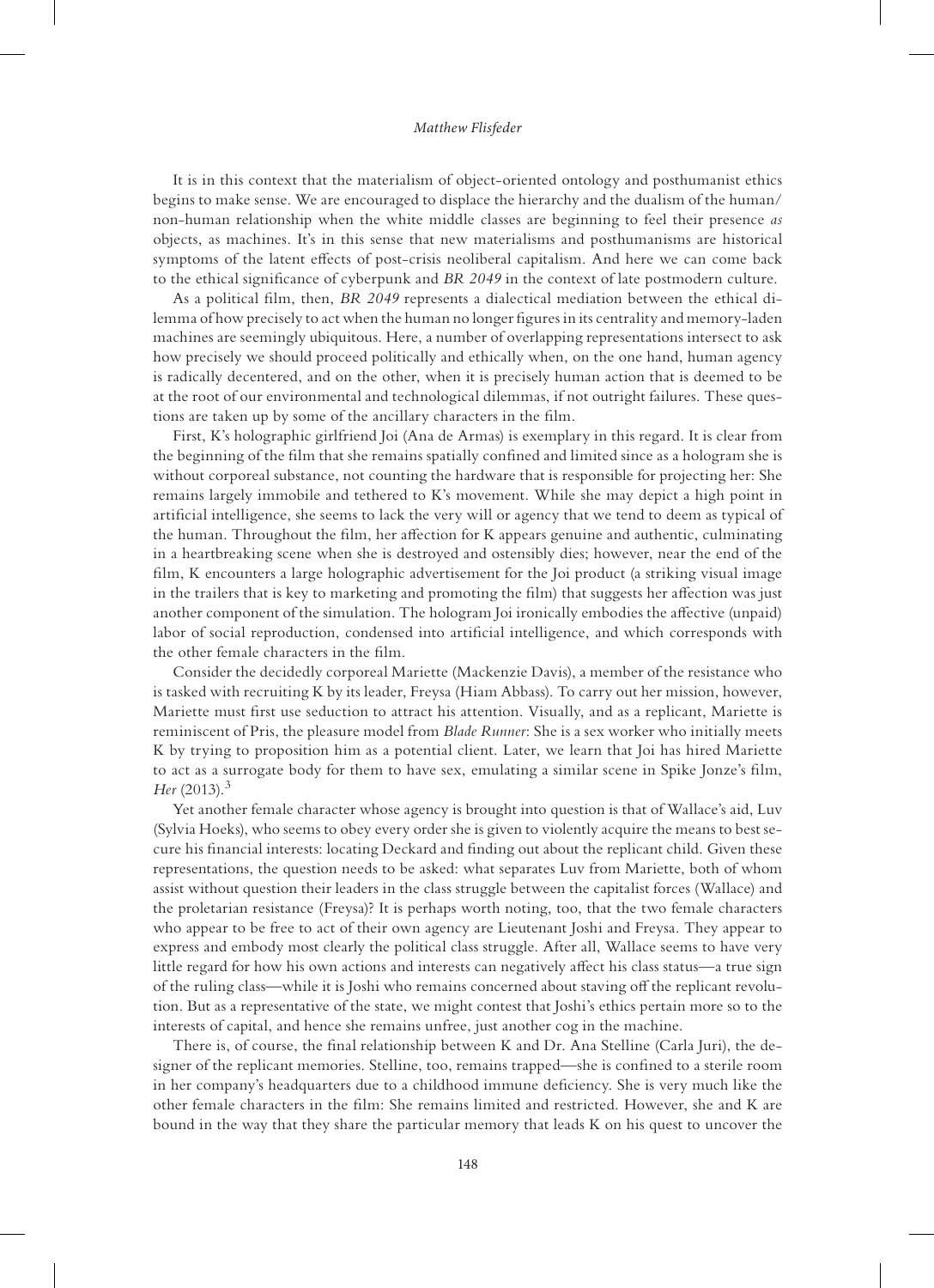It is in this context that the materialism of object-oriented ontology and posthumanist ethics begins to make sense. We are encouraged to displace the hierarchy and the dualism of the human/non-human relationship when the white middle classes are beginning to feel their presence *as* objects, as machines. It's in this sense that new materialisms and posthumanisms are historical symptoms of the latent effects of post-crisis neoliberal capitalism. And here we can come back to the ethical significance of cyberpunk and *BR 2049* in the context of late postmodern culture.

As a political film, then, *BR 2049* represents a dialectical mediation between the ethical dilemma of how precisely to act when the human no longer figures in its centrality and memory-laden machines are seemingly ubiquitous. Here, a number of overlapping representations intersect to ask how precisely we should proceed politically and ethically when, on the one hand, human agency is radically decentered, and on the other, when it is precisely human action that is deemed to be at the root of our environmental and technological dilemmas, if not outright failures. These questions are taken up by some of the ancillary characters in the film.

First, K's holographic girlfriend Joi (Ana de Armas) is exemplary in this regard. It is clear from the beginning of the film that she remains spatially confined and limited since as a hologram she is without corporeal substance, not counting the hardware that is responsible for projecting her: She remains largely immobile and tethered to K's movement. While she may depict a high point in artificial intelligence, she seems to lack the very will or agency that we tend to deem as typical of the human. Throughout the film, her affection for K appears genuine and authentic, culminating in a heartbreaking scene when she is destroyed and ostensibly dies; however, near the end of the film, K encounters a large holographic advertisement for the Joi product (a striking visual image in the trailers that is key to marketing and promoting the film) that suggests her affection was just another component of the simulation. The hologram Joi ironically embodies the affective (unpaid) labor of social reproduction, condensed into artificial intelligence, and which corresponds with the other female characters in the film.

Consider the decidedly corporeal Mariette (Mackenzie Davis), a member of the resistance who is tasked with recruiting K by its leader, Freysa (Hiam Abbass). To carry out her mission, however, Mariette must first use seduction to attract his attention. Visually, and as a replicant, Mariette is reminiscent of Pris, the pleasure model from *Blade Runner*: She is a sex worker who initially meets K by trying to proposition him as a potential client. Later, we learn that Joi has hired Mariette to act as a surrogate body for them to have sex, emulating a similar scene in Spike Jonze's film, *Her* (2013).[3]

Yet another female character whose agency is brought into question is that of Wallace's aid, Luv (Sylvia Hoeks), who seems to obey every order she is given to violently acquire the means to best secure his financial interests: locating Deckard and finding out about the replicant child. Given these representations, the question needs to be asked: what separates Luv from Mariette, both of whom assist without question their leaders in the class struggle between the capitalist forces (Wallace) and the proletarian resistance (Freysa)? It is perhaps worth noting, too, that the two female characters who appear to be free to act of their own agency are Lieutenant Joshi and Freysa. They appear to express and embody most clearly the political class struggle. After all, Wallace seems to have very little regard for how his own actions and interests can negatively affect his class status—a true sign of the ruling class—while it is Joshi who remains concerned about staving off the replicant revolution. But as a representative of the state, we might contest that Joshi's ethics pertain more so to the interests of capital, and hence she remains unfree, just another cog in the machine.

There is, of course, the final relationship between K and Dr. Ana Stelline (Carla Juri), the designer of the replicant memories. Stelline, too, remains trapped—she is confined to a sterile room in her company's headquarters due to a childhood immune deficiency. She is very much like the other female characters in the film: She remains limited and restricted. However, she and K are bound in the way that they share the particular memory that leads K on his quest to uncover the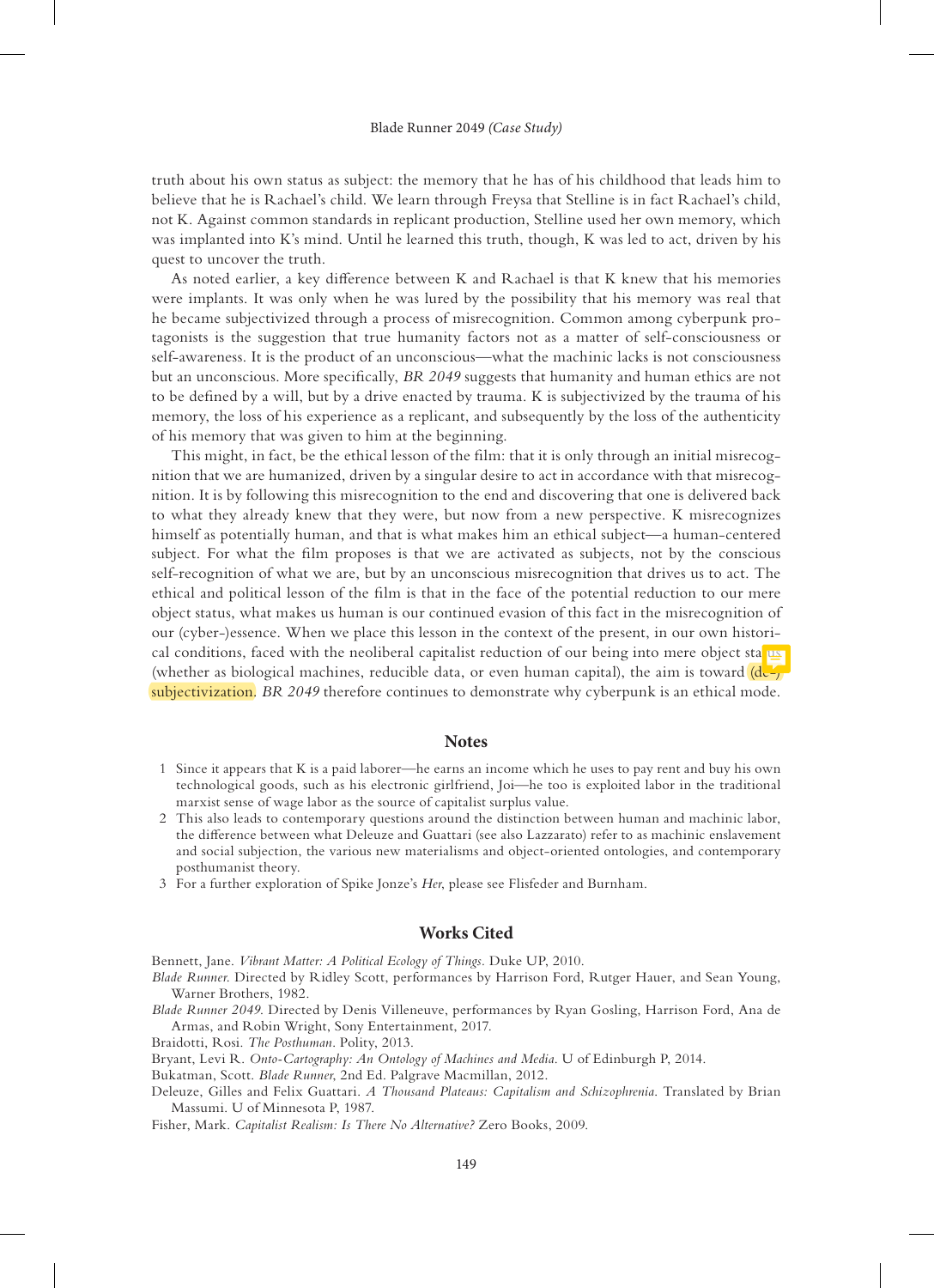truth about his own status as subject: the memory that he has of his childhood that leads him to believe that he is Rachael's child. We learn through Freysa that Stelline is in fact Rachael's child, not K. Against common standards in replicant production, Stelline used her own memory, which was implanted into K's mind. Until he learned this truth, though, K was led to act, driven by his quest to uncover the truth.

As noted earlier, a key difference between K and Rachael is that K knew that his memories were implants. It was only when he was lured by the possibility that his memory was real that he became subjectivized through a process of misrecognition. Common among cyberpunk protagonists is the suggestion that true humanity factors not as a matter of self-consciousness or self-awareness. It is the product of an unconscious—what the machinic lacks is not consciousness but an unconscious. More specifically, *BR 2049* suggests that humanity and human ethics are not to be defined by a will, but by a drive enacted by trauma. K is subjectivized by the trauma of his memory, the loss of his experience as a replicant, and subsequently by the loss of the authenticity of his memory that was given to him at the beginning.

This might, in fact, be the ethical lesson of the film: that it is only through an initial misrecognition that we are humanized, driven by a singular desire to act in accordance with that misrecognition. It is by following this misrecognition to the end and discovering that one is delivered back to what they already knew that they were, but now from a new perspective. K misrecognizes himself as potentially human, and that is what makes him an ethical subject—a human-centered subject. For what the film proposes is that we are activated as subjects, not by the conscious self-recognition of what we are, but by an unconscious misrecognition that drives us to act. The ethical and political lesson of the film is that in the face of the potential reduction to our mere object status, what makes us human is our continued evasion of this fact in the misrecognition of our (cyber-)essence. When we place this lesson in the context of the present, in our own historical conditions, faced with the neoliberal capitalist reduction of our being into mere object status (whether as biological machines, reducible data, or even human capital), the aim is toward (de-) subjectivization. *BR 2049* therefore continues to demonstrate why cyberpunk is an ethical mode.

## Notes

1. Since it appears that K is a paid laborer—he earns an income which he uses to pay rent and buy his own technological goods, such as his electronic girlfriend, Joi—he too is exploited labor in the traditional marxist sense of wage labor as the source of capitalist surplus value.
2. This also leads to contemporary questions around the distinction between human and machinic labor, the difference between what Deleuze and Guattari (see also Lazzarato) refer to as machinic enslavement and social subjection, the various new materialisms and object-oriented ontologies, and contemporary posthumanist theory.
3. For a further exploration of Spike Jonze's *Her*, please see Flisfeder and Burnham.

## Works Cited

Bennett, Jane. *Vibrant Matter: A Political Ecology of Things*. Duke UP, 2010.

*Blade Runner*. Directed by Ridley Scott, performances by Harrison Ford, Rutger Hauer, and Sean Young, Warner Brothers, 1982.

*Blade Runner 2049*. Directed by Denis Villeneuve, performances by Ryan Gosling, Harrison Ford, Ana de Armas, and Robin Wright, Sony Entertainment, 2017.

Braidotti, Rosi. *The Posthuman*. Polity, 2013.

Bryant, Levi R. *Onto-Cartography: An Ontology of Machines and Media*. U of Edinburgh P, 2014.

Bukatman, Scott. *Blade Runner*, 2nd Ed. Palgrave Macmillan, 2012.

Deleuze, Gilles and Felix Guattari. *A Thousand Plateaus: Capitalism and Schizophrenia*. Translated by Brian Massumi. U of Minnesota P, 1987.

Fisher, Mark. *Capitalist Realism: Is There No Alternative?* Zero Books, 2009.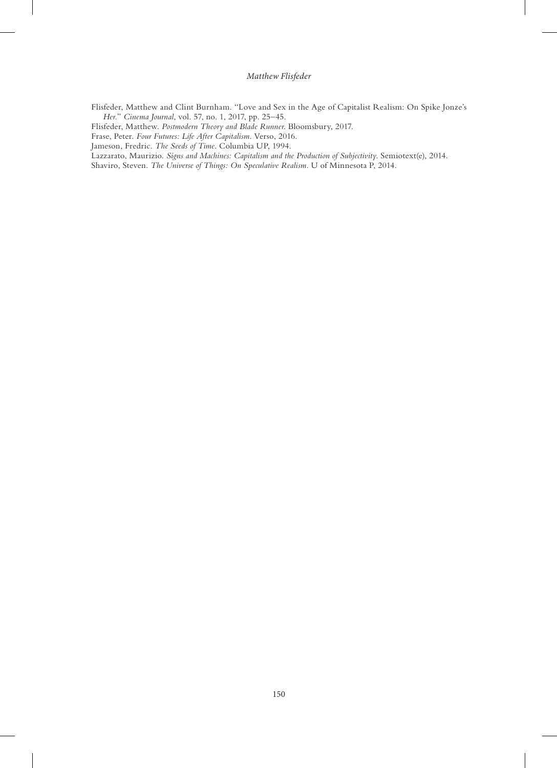Flisfeder, Matthew and Clint Burnham. "Love and Sex in the Age of Capitalist Realism: On Spike Jonze's *Her*." *Cinema Journal*, vol. 57, no. 1, 2017, pp. 25–45.

Flisfeder, Matthew. *Postmodern Theory and Blade Runner*. Bloomsbury, 2017.

Frase, Peter. *Four Futures: Life After Capitalism*. Verso, 2016.

Jameson, Fredric. *The Seeds of Time*. Columbia UP, 1994.

Lazzarato, Maurizio. *Signs and Machines: Capitalism and the Production of Subjectivity*. Semiotext(e), 2014.

Shaviro, Steven. *The Universe of Things: On Speculative Realism*. U of Minnesota P, 2014.